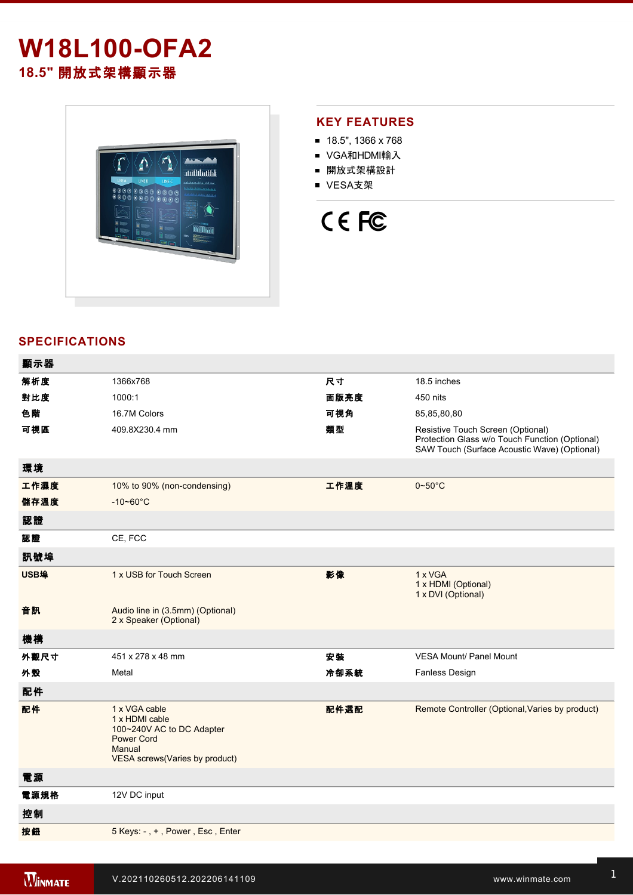# W18L100-OFA2

## 18.5" 開放式架構顯示器

## KEY FEATURES

- 18.5", 1366 x 768
- VGA和HDMI輸入
- 開放式架構設計
- VESA支架

## SPECIFICATIONS

| 顯示器 | | | |
|---|---|---|---|
| 解析度 | 1366x768 | 尺寸 | 18.5 inches |
| 對比度 | 1000:1 | 面版亮度 | 450 nits |
| 色階 | 16.7M Colors | 可視角 | 85,85,80,80 |
| 可視區 | 409.8X230.4 mm | 類型 | Resistive Touch Screen (Optional)<br>Protection Glass w/o Touch Function (Optional)<br>SAW Touch (Surface Acoustic Wave) (Optional) |
| **環境** | | | |
| 工作濕度 | 10% to 90% (non-condensing) | 工作溫度 | 0~50°C |
| 儲存溫度 | -10~60°C | | |
| **認證** | | | |
| 認證 | CE, FCC | | |
| **訊號埠** | | | |
| USB埠 | 1 x USB for Touch Screen | 影像 | 1 x VGA<br>1 x HDMI (Optional)<br>1 x DVI (Optional) |
| 音訊 | Audio line in (3.5mm) (Optional)<br>2 x Speaker (Optional) | | |
| **機構** | | | |
| 外觀尺寸 | 451 x 278 x 48 mm | 安裝 | VESA Mount/ Panel Mount |
| 外殼 | Metal | 冷卻系統 | Fanless Design |
| **配件** | | | |
| 配件 | 1 x VGA cable<br>1 x HDMI cable<br>100~240V AC to DC Adapter<br>Power Cord<br>Manual<br>VESA screws(Varies by product) | 配件選配 | Remote Controller (Optional,Varies by product) |
| **電源** | | | |
| 電源規格 | 12V DC input | | |
| **控制** | | | |
| 按鈕 | 5 Keys: - , + , Power , Esc , Enter | | |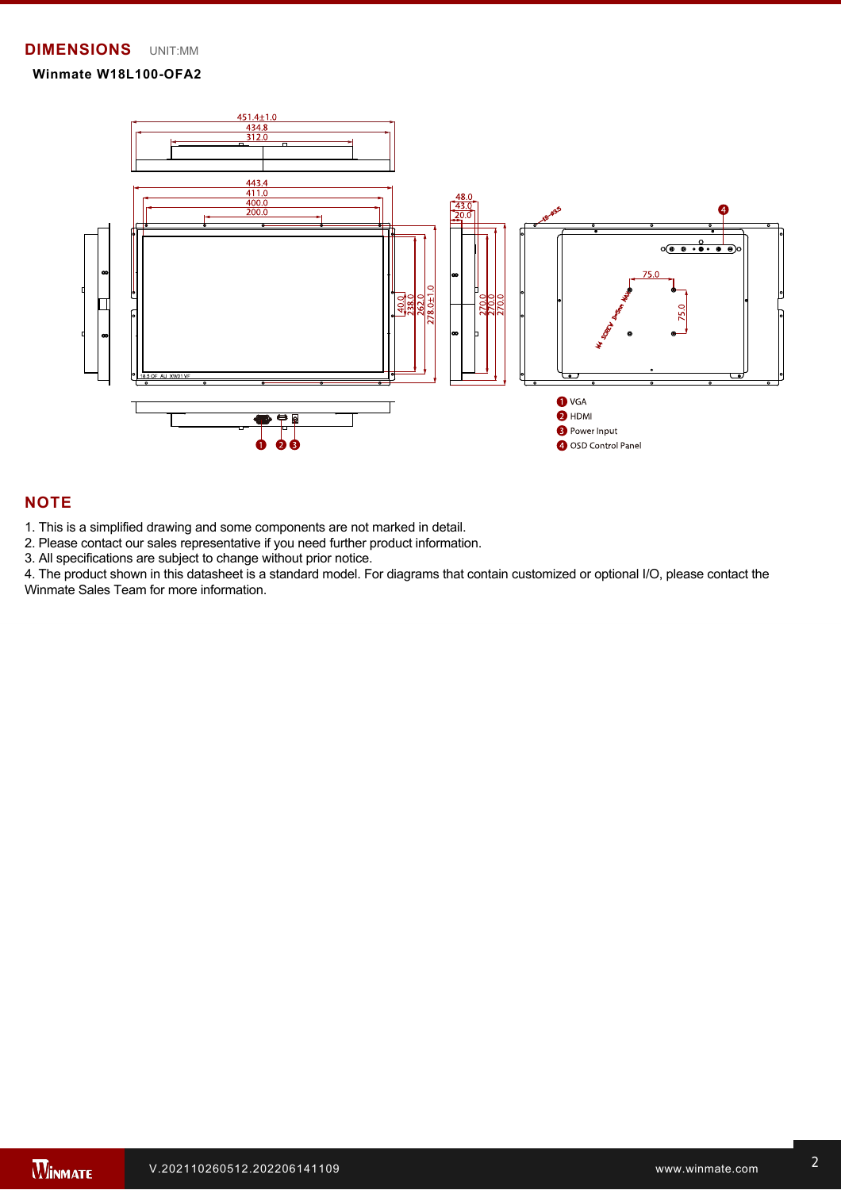## DIMENSIONS UNIT:MM

**Winmate W18L100-OFA2**

451.4±1.0
434.8
312.0
443.4
411.0
400.0
200.0
40.0
238.0
262.0
278.0±1.0
48.0
43.0
20.0
270.0
270.0
270.0
75.0
75.0

1 VGA
2 HDMI
3 Power Input
4 OSD Control Panel

## NOTE

1. This is a simplified drawing and some components are not marked in detail.
2. Please contact our sales representative if you need further product information.
3. All specifications are subject to change without prior notice.
4. The product shown in this datasheet is a standard model. For diagrams that contain customized or optional I/O, please contact the Winmate Sales Team for more information.